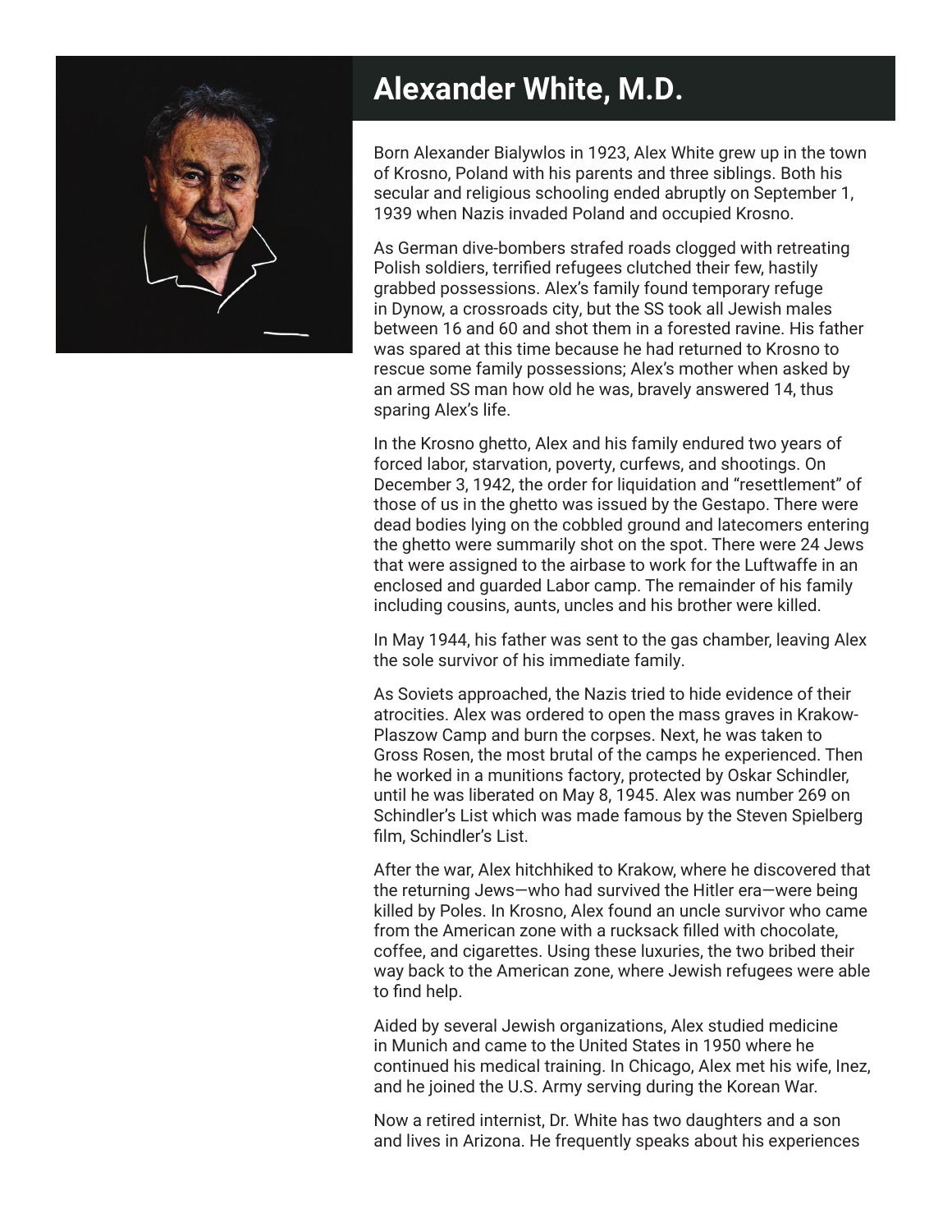# Alexander White, M.D.

Born Alexander Bialywlos in 1923, Alex White grew up in the town of Krosno, Poland with his parents and three siblings. Both his secular and religious schooling ended abruptly on September 1, 1939 when Nazis invaded Poland and occupied Krosno.

As German dive-bombers strafed roads clogged with retreating Polish soldiers, terrified refugees clutched their few, hastily grabbed possessions. Alex's family found temporary refuge in Dynow, a crossroads city, but the SS took all Jewish males between 16 and 60 and shot them in a forested ravine. His father was spared at this time because he had returned to Krosno to rescue some family possessions; Alex's mother when asked by an armed SS man how old he was, bravely answered 14, thus sparing Alex's life.

In the Krosno ghetto, Alex and his family endured two years of forced labor, starvation, poverty, curfews, and shootings. On December 3, 1942, the order for liquidation and "resettlement" of those of us in the ghetto was issued by the Gestapo. There were dead bodies lying on the cobbled ground and latecomers entering the ghetto were summarily shot on the spot. There were 24 Jews that were assigned to the airbase to work for the Luftwaffe in an enclosed and guarded Labor camp. The remainder of his family including cousins, aunts, uncles and his brother were killed.

In May 1944, his father was sent to the gas chamber, leaving Alex the sole survivor of his immediate family.

As Soviets approached, the Nazis tried to hide evidence of their atrocities. Alex was ordered to open the mass graves in Krakow-Plaszow Camp and burn the corpses. Next, he was taken to Gross Rosen, the most brutal of the camps he experienced. Then he worked in a munitions factory, protected by Oskar Schindler, until he was liberated on May 8, 1945. Alex was number 269 on Schindler's List which was made famous by the Steven Spielberg film, Schindler's List.

After the war, Alex hitchhiked to Krakow, where he discovered that the returning Jews—who had survived the Hitler era—were being killed by Poles. In Krosno, Alex found an uncle survivor who came from the American zone with a rucksack filled with chocolate, coffee, and cigarettes. Using these luxuries, the two bribed their way back to the American zone, where Jewish refugees were able to find help.

Aided by several Jewish organizations, Alex studied medicine in Munich and came to the United States in 1950 where he continued his medical training. In Chicago, Alex met his wife, Inez, and he joined the U.S. Army serving during the Korean War.

Now a retired internist, Dr. White has two daughters and a son and lives in Arizona. He frequently speaks about his experiences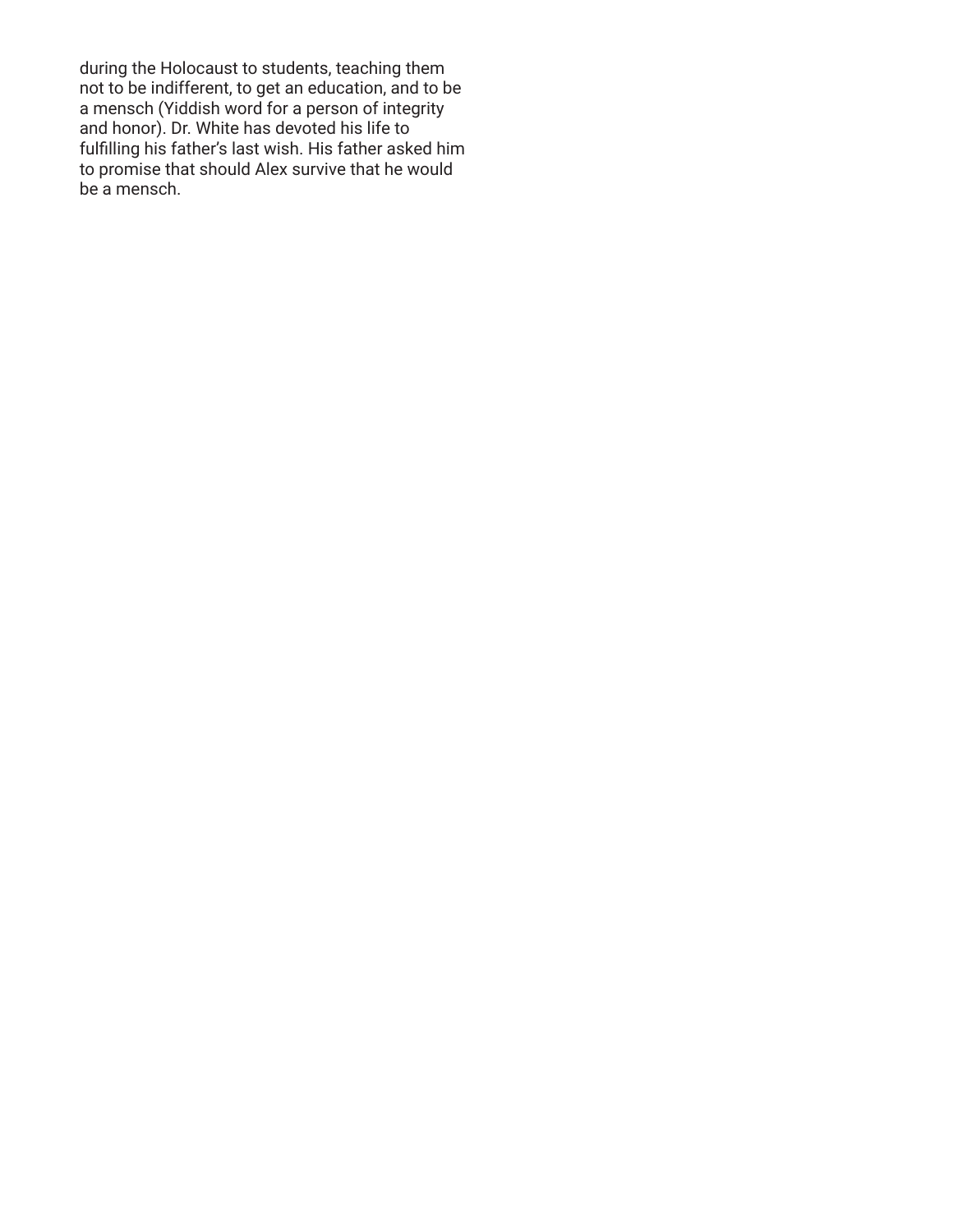during the Holocaust to students, teaching them not to be indifferent, to get an education, and to be a mensch (Yiddish word for a person of integrity and honor). Dr. White has devoted his life to fulfilling his father's last wish. His father asked him to promise that should Alex survive that he would be a mensch.